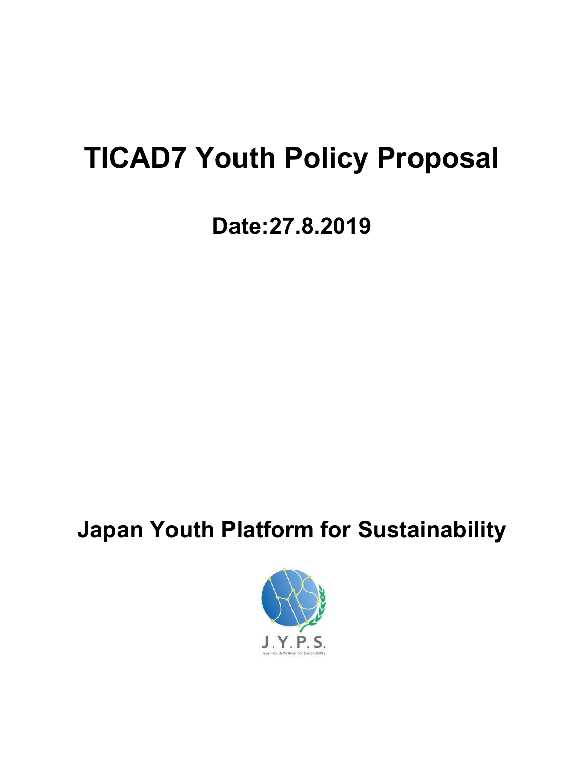# TICAD7 Youth Policy Proposal

## Date:27.8.2019

## Japan Youth Platform for Sustainability

J.Y.P.S.

Japan Youth Platform for Sustainability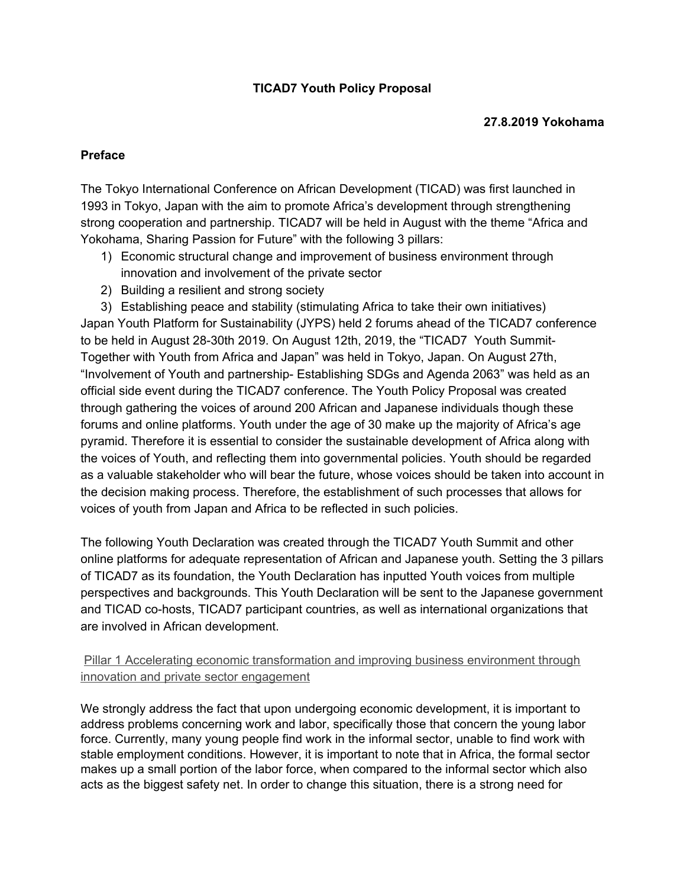**TICAD7 Youth Policy Proposal**

**27.8.2019 Yokohama**

**Preface**

The Tokyo International Conference on African Development (TICAD) was first launched in 1993 in Tokyo, Japan with the aim to promote Africa's development through strengthening strong cooperation and partnership. TICAD7 will be held in August with the theme "Africa and Yokohama, Sharing Passion for Future" with the following 3 pillars:

1) Economic structural change and improvement of business environment through innovation and involvement of the private sector
2) Building a resilient and strong society
3) Establishing peace and stability (stimulating Africa to take their own initiatives)

Japan Youth Platform for Sustainability (JYPS) held 2 forums ahead of the TICAD7 conference to be held in August 28-30th 2019. On August 12th, 2019, the "TICAD7 Youth Summit- Together with Youth from Africa and Japan" was held in Tokyo, Japan. On August 27th, "Involvement of Youth and partnership- Establishing SDGs and Agenda 2063" was held as an official side event during the TICAD7 conference. The Youth Policy Proposal was created through gathering the voices of around 200 African and Japanese individuals though these forums and online platforms. Youth under the age of 30 make up the majority of Africa's age pyramid. Therefore it is essential to consider the sustainable development of Africa along with the voices of Youth, and reflecting them into governmental policies. Youth should be regarded as a valuable stakeholder who will bear the future, whose voices should be taken into account in the decision making process. Therefore, the establishment of such processes that allows for voices of youth from Japan and Africa to be reflected in such policies.

The following Youth Declaration was created through the TICAD7 Youth Summit and other online platforms for adequate representation of African and Japanese youth. Setting the 3 pillars of TICAD7 as its foundation, the Youth Declaration has inputted Youth voices from multiple perspectives and backgrounds. This Youth Declaration will be sent to the Japanese government and TICAD co-hosts, TICAD7 participant countries, as well as international organizations that are involved in African development.

Pillar 1 Accelerating economic transformation and improving business environment through innovation and private sector engagement

We strongly address the fact that upon undergoing economic development, it is important to address problems concerning work and labor, specifically those that concern the young labor force. Currently, many young people find work in the informal sector, unable to find work with stable employment conditions. However, it is important to note that in Africa, the formal sector makes up a small portion of the labor force, when compared to the informal sector which also acts as the biggest safety net. In order to change this situation, there is a strong need for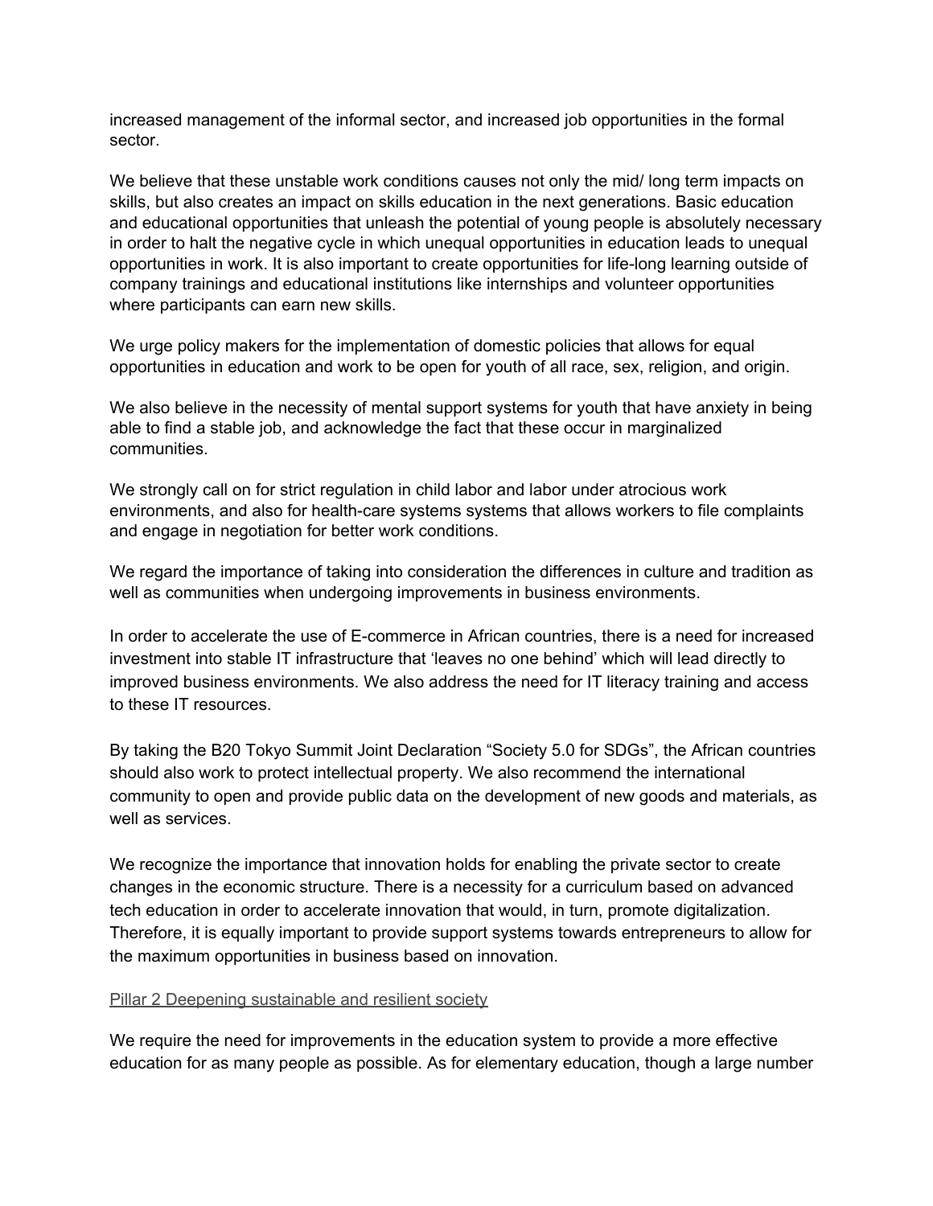increased management of the informal sector, and increased job opportunities in the formal sector.

We believe that these unstable work conditions causes not only the mid/ long term impacts on skills, but also creates an impact on skills education in the next generations. Basic education and educational opportunities that unleash the potential of young people is absolutely necessary in order to halt the negative cycle in which unequal opportunities in education leads to unequal opportunities in work. It is also important to create opportunities for life-long learning outside of company trainings and educational institutions like internships and volunteer opportunities where participants can earn new skills.

We urge policy makers for the implementation of domestic policies that allows for equal opportunities in education and work to be open for youth of all race, sex, religion, and origin.

We also believe in the necessity of mental support systems for youth that have anxiety in being able to find a stable job, and acknowledge the fact that these occur in marginalized communities.

We strongly call on for strict regulation in child labor and labor under atrocious work environments, and also for health-care systems systems that allows workers to file complaints and engage in negotiation for better work conditions.

We regard the importance of taking into consideration the differences in culture and tradition as well as communities when undergoing improvements in business environments.

In order to accelerate the use of E-commerce in African countries, there is a need for increased investment into stable IT infrastructure that 'leaves no one behind' which will lead directly to improved business environments. We also address the need for IT literacy training and access to these IT resources.

By taking the B20 Tokyo Summit Joint Declaration "Society 5.0 for SDGs", the African countries should also work to protect intellectual property. We also recommend the international community to open and provide public data on the development of new goods and materials, as well as services.

We recognize the importance that innovation holds for enabling the private sector to create changes in the economic structure. There is a necessity for a curriculum based on advanced tech education in order to accelerate innovation that would, in turn, promote digitalization. Therefore, it is equally important to provide support systems towards entrepreneurs to allow for the maximum opportunities in business based on innovation.

## Pillar 2 Deepening sustainable and resilient society

We require the need for improvements in the education system to provide a more effective education for as many people as possible. As for elementary education, though a large number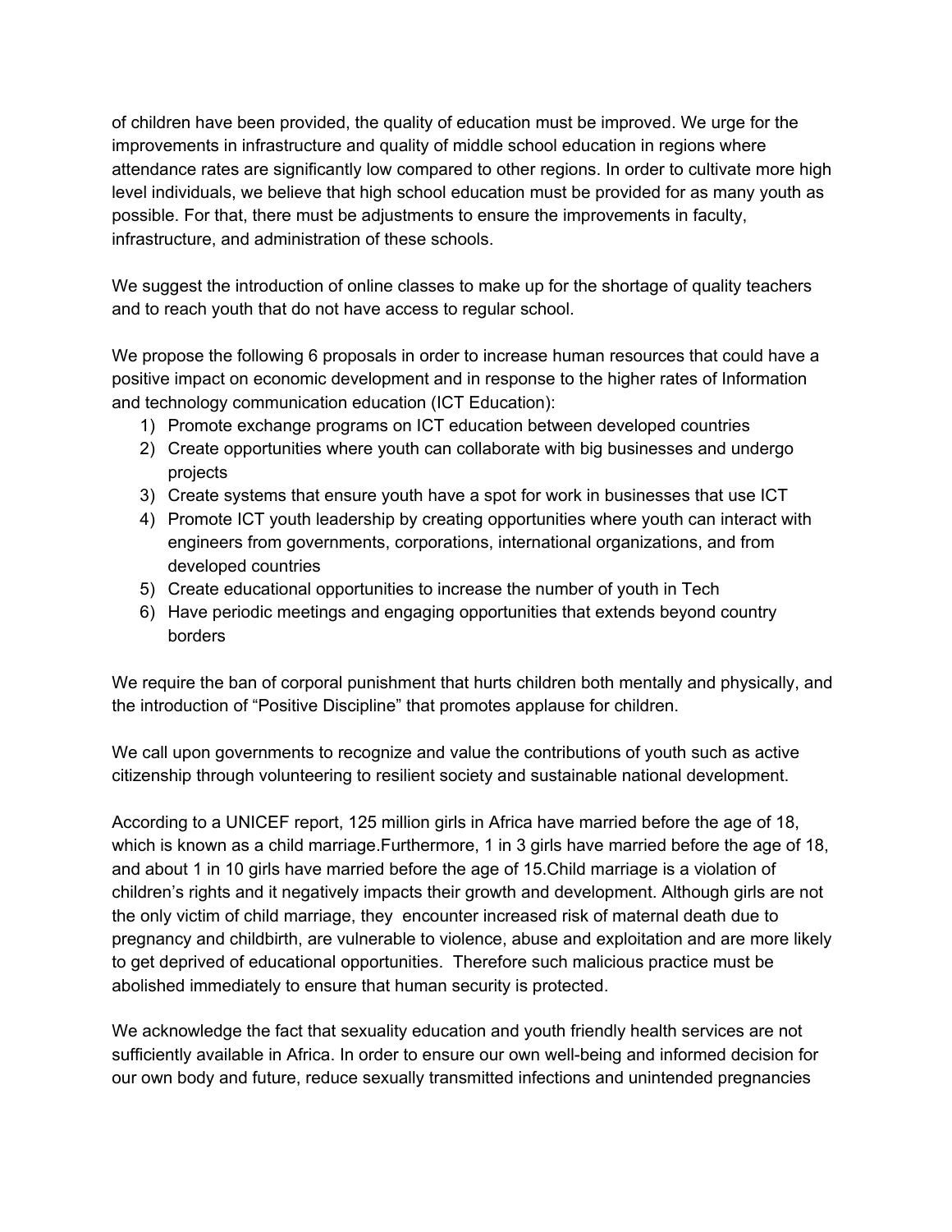of children have been provided, the quality of education must be improved. We urge for the improvements in infrastructure and quality of middle school education in regions where attendance rates are significantly low compared to other regions. In order to cultivate more high level individuals, we believe that high school education must be provided for as many youth as possible. For that, there must be adjustments to ensure the improvements in faculty, infrastructure, and administration of these schools.

We suggest the introduction of online classes to make up for the shortage of quality teachers and to reach youth that do not have access to regular school.

We propose the following 6 proposals in order to increase human resources that could have a positive impact on economic development and in response to the higher rates of Information and technology communication education (ICT Education):

1) Promote exchange programs on ICT education between developed countries
2) Create opportunities where youth can collaborate with big businesses and undergo projects
3) Create systems that ensure youth have a spot for work in businesses that use ICT
4) Promote ICT youth leadership by creating opportunities where youth can interact with engineers from governments, corporations, international organizations, and from developed countries
5) Create educational opportunities to increase the number of youth in Tech
6) Have periodic meetings and engaging opportunities that extends beyond country borders

We require the ban of corporal punishment that hurts children both mentally and physically, and the introduction of "Positive Discipline" that promotes applause for children.

We call upon governments to recognize and value the contributions of youth such as active citizenship through volunteering to resilient society and sustainable national development.

According to a UNICEF report, 125 million girls in Africa have married before the age of 18, which is known as a child marriage.Furthermore, 1 in 3 girls have married before the age of 18, and about 1 in 10 girls have married before the age of 15.Child marriage is a violation of children's rights and it negatively impacts their growth and development. Although girls are not the only victim of child marriage, they encounter increased risk of maternal death due to pregnancy and childbirth, are vulnerable to violence, abuse and exploitation and are more likely to get deprived of educational opportunities. Therefore such malicious practice must be abolished immediately to ensure that human security is protected.

We acknowledge the fact that sexuality education and youth friendly health services are not sufficiently available in Africa. In order to ensure our own well-being and informed decision for our own body and future, reduce sexually transmitted infections and unintended pregnancies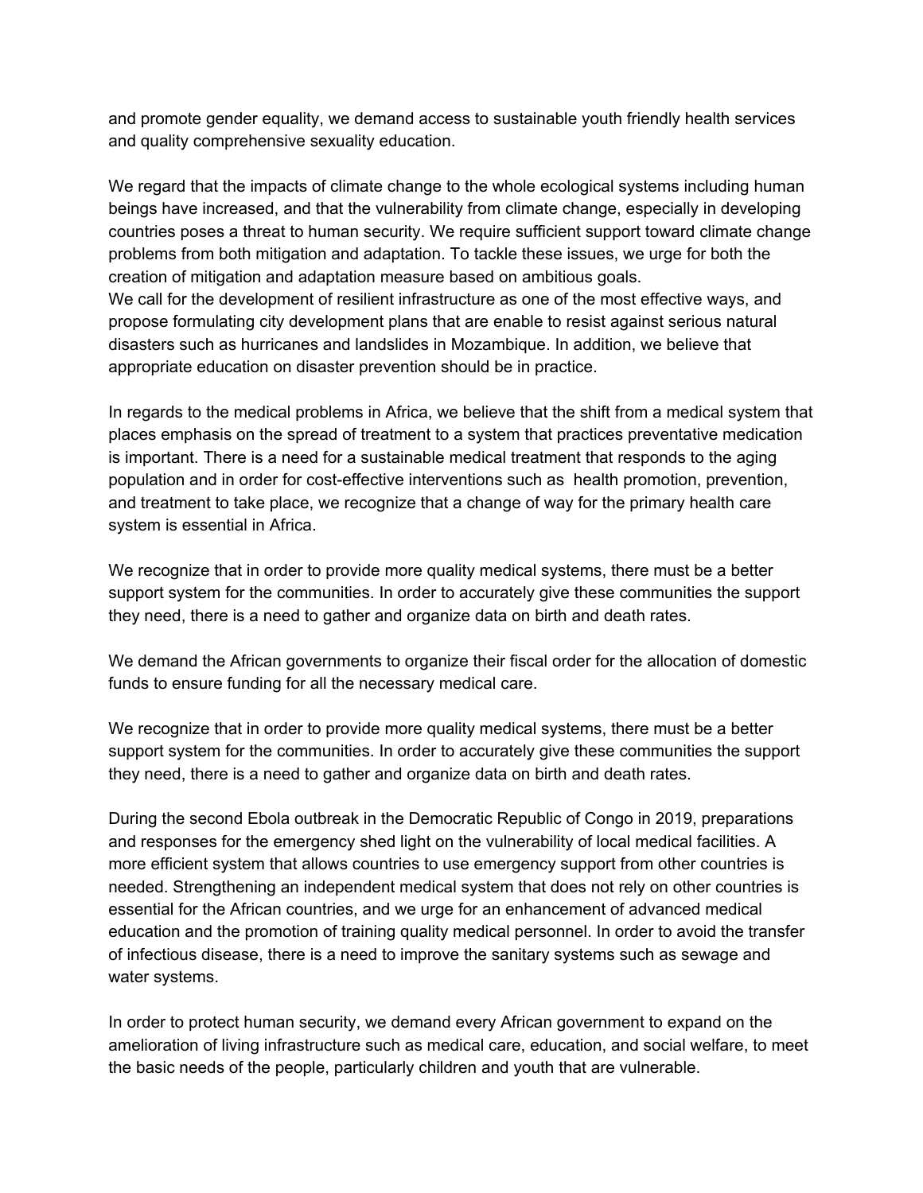and promote gender equality, we demand access to sustainable youth friendly health services and quality comprehensive sexuality education.

We regard that the impacts of climate change to the whole ecological systems including human beings have increased, and that the vulnerability from climate change, especially in developing countries poses a threat to human security. We require sufficient support toward climate change problems from both mitigation and adaptation. To tackle these issues, we urge for both the creation of mitigation and adaptation measure based on ambitious goals.
We call for the development of resilient infrastructure as one of the most effective ways, and propose formulating city development plans that are enable to resist against serious natural disasters such as hurricanes and landslides in Mozambique. In addition, we believe that appropriate education on disaster prevention should be in practice.

In regards to the medical problems in Africa, we believe that the shift from a medical system that places emphasis on the spread of treatment to a system that practices preventative medication is important. There is a need for a sustainable medical treatment that responds to the aging population and in order for cost-effective interventions such as health promotion, prevention, and treatment to take place, we recognize that a change of way for the primary health care system is essential in Africa.

We recognize that in order to provide more quality medical systems, there must be a better support system for the communities. In order to accurately give these communities the support they need, there is a need to gather and organize data on birth and death rates.

We demand the African governments to organize their fiscal order for the allocation of domestic funds to ensure funding for all the necessary medical care.

We recognize that in order to provide more quality medical systems, there must be a better support system for the communities. In order to accurately give these communities the support they need, there is a need to gather and organize data on birth and death rates.

During the second Ebola outbreak in the Democratic Republic of Congo in 2019, preparations and responses for the emergency shed light on the vulnerability of local medical facilities. A more efficient system that allows countries to use emergency support from other countries is needed. Strengthening an independent medical system that does not rely on other countries is essential for the African countries, and we urge for an enhancement of advanced medical education and the promotion of training quality medical personnel. In order to avoid the transfer of infectious disease, there is a need to improve the sanitary systems such as sewage and water systems.

In order to protect human security, we demand every African government to expand on the amelioration of living infrastructure such as medical care, education, and social welfare, to meet the basic needs of the people, particularly children and youth that are vulnerable.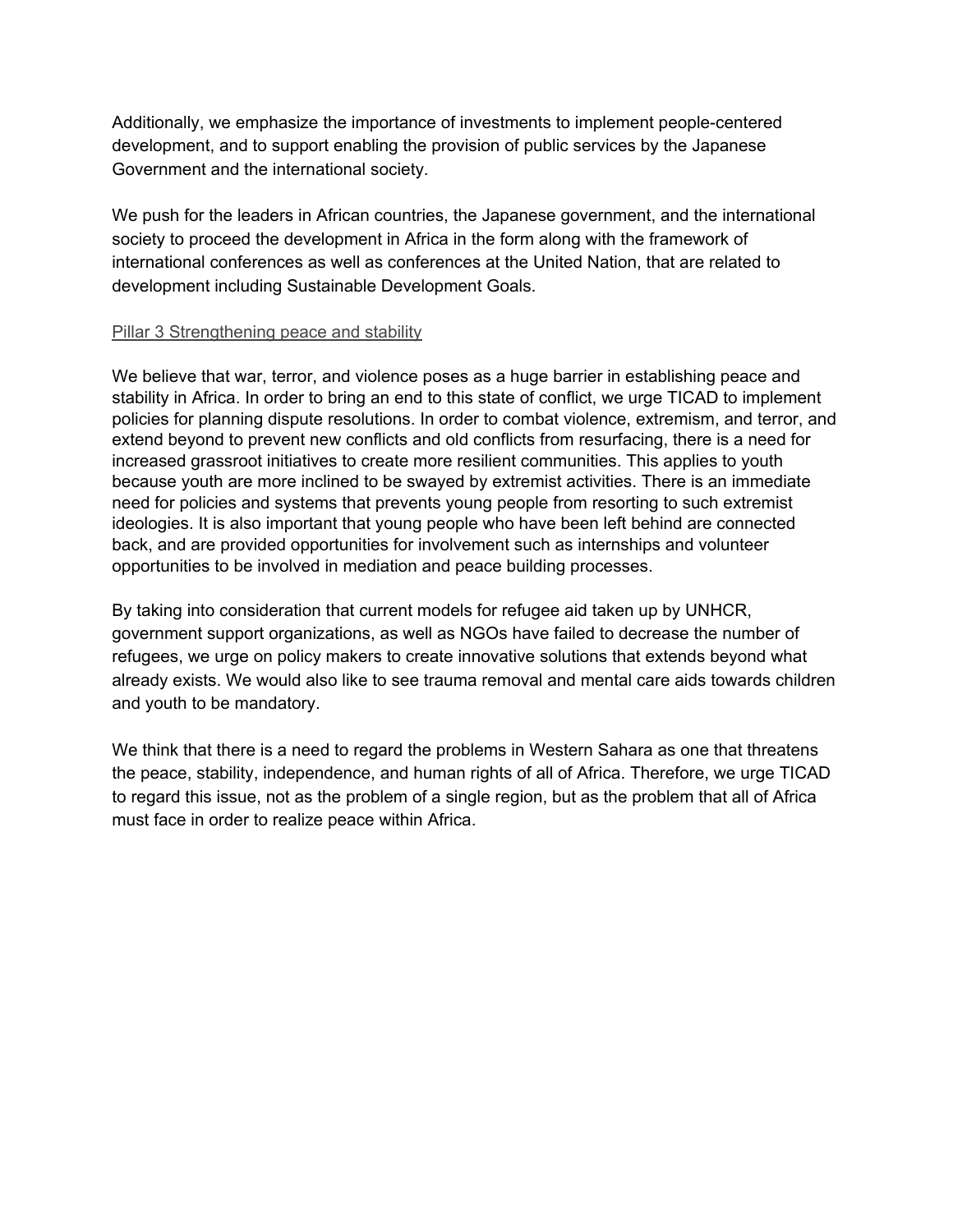Additionally, we emphasize the importance of investments to implement people-centered development, and to support enabling the provision of public services by the Japanese Government and the international society.

We push for the leaders in African countries, the Japanese government, and the international society to proceed the development in Africa in the form along with the framework of international conferences as well as conferences at the United Nation, that are related to development including Sustainable Development Goals.

## Pillar 3 Strengthening peace and stability

We believe that war, terror, and violence poses as a huge barrier in establishing peace and stability in Africa. In order to bring an end to this state of conflict, we urge TICAD to implement policies for planning dispute resolutions. In order to combat violence, extremism, and terror, and extend beyond to prevent new conflicts and old conflicts from resurfacing, there is a need for increased grassroot initiatives to create more resilient communities. This applies to youth because youth are more inclined to be swayed by extremist activities. There is an immediate need for policies and systems that prevents young people from resorting to such extremist ideologies. It is also important that young people who have been left behind are connected back, and are provided opportunities for involvement such as internships and volunteer opportunities to be involved in mediation and peace building processes.

By taking into consideration that current models for refugee aid taken up by UNHCR, government support organizations, as well as NGOs have failed to decrease the number of refugees, we urge on policy makers to create innovative solutions that extends beyond what already exists. We would also like to see trauma removal and mental care aids towards children and youth to be mandatory.

We think that there is a need to regard the problems in Western Sahara as one that threatens the peace, stability, independence, and human rights of all of Africa. Therefore, we urge TICAD to regard this issue, not as the problem of a single region, but as the problem that all of Africa must face in order to realize peace within Africa.